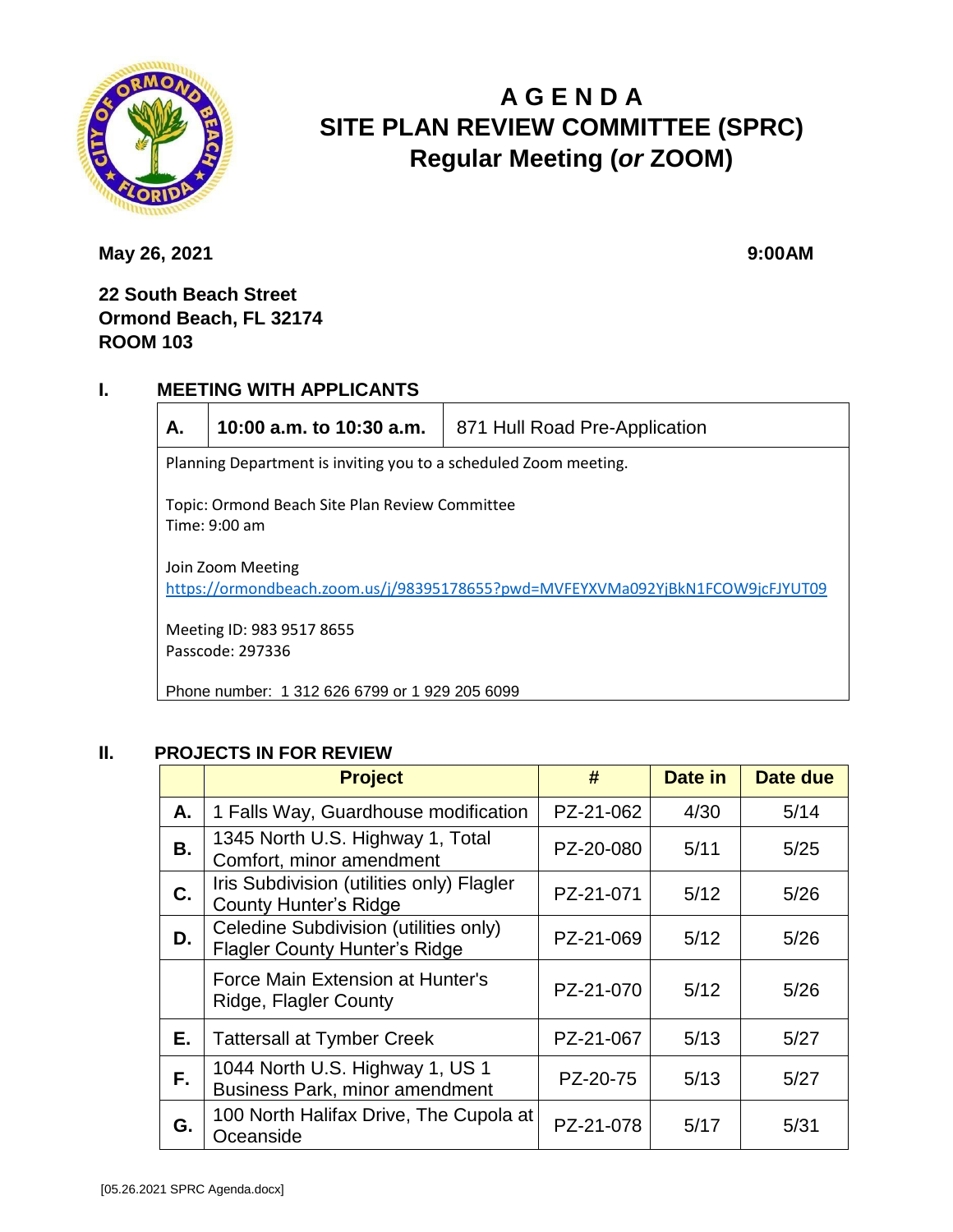# A G E N D A
# SITE PLAN REVIEW COMMITTEE (SPRC)
## Regular Meeting (*or* ZOOM)

**May 26, 2021** **9:00AM**

**22 South Beach Street**
**Ormond Beach, FL 32174**
**ROOM 103**

## I. MEETING WITH APPLICANTS

| A. | 10:00 a.m. to 10:30 a.m. | 871 Hull Road Pre-Application |
|---|---|---|

Planning Department is inviting you to a scheduled Zoom meeting.

Topic: Ormond Beach Site Plan Review Committee
Time: 9:00 am

Join Zoom Meeting
https://ormondbeach.zoom.us/j/98395178655?pwd=MVFEYXVMa092YjBkN1FCOW9jcFJYUT09

Meeting ID: 983 9517 8655
Passcode: 297336

Phone number: 1 312 626 6799 or 1 929 205 6099

## II. PROJECTS IN FOR REVIEW

| | Project | # | Date in | Date due |
|---|---|---|---|---|
| A. | 1 Falls Way, Guardhouse modification | PZ-21-062 | 4/30 | 5/14 |
| B. | 1345 North U.S. Highway 1, Total Comfort, minor amendment | PZ-20-080 | 5/11 | 5/25 |
| C. | Iris Subdivision (utilities only) Flagler County Hunter's Ridge | PZ-21-071 | 5/12 | 5/26 |
| D. | Celedine Subdivision (utilities only) Flagler County Hunter's Ridge | PZ-21-069 | 5/12 | 5/26 |
| | Force Main Extension at Hunter's Ridge, Flagler County | PZ-21-070 | 5/12 | 5/26 |
| E. | Tattersall at Tymber Creek | PZ-21-067 | 5/13 | 5/27 |
| F. | 1044 North U.S. Highway 1, US 1 Business Park, minor amendment | PZ-20-75 | 5/13 | 5/27 |
| G. | 100 North Halifax Drive, The Cupola at Oceanside | PZ-21-078 | 5/17 | 5/31 |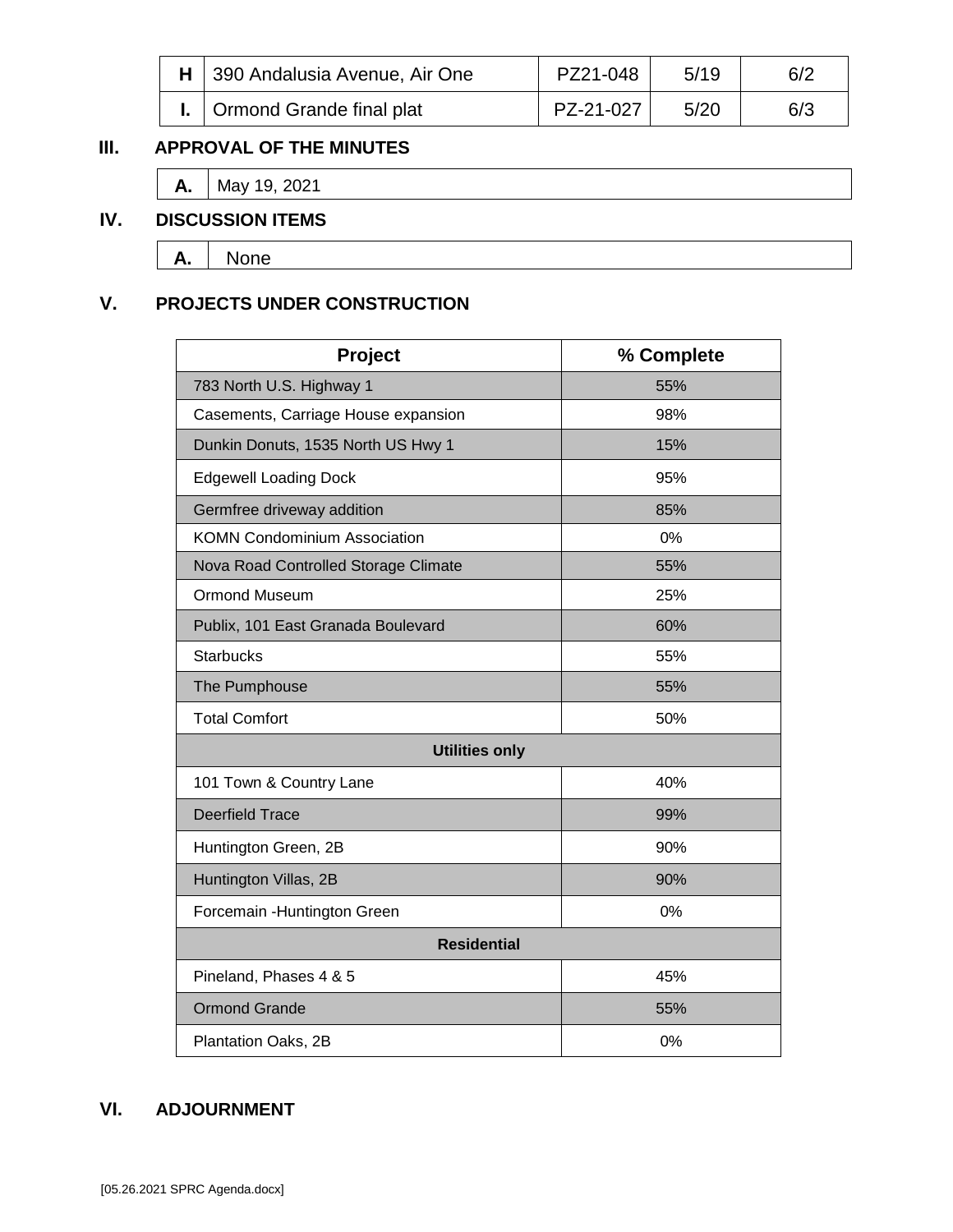| | | | | |
|---|---|---|---|---|
| **H** | 390 Andalusia Avenue, Air One | PZ21-048 | 5/19 | 6/2 |
| **I.** | Ormond Grande final plat | PZ-21-027 | 5/20 | 6/3 |

## III. APPROVAL OF THE MINUTES

| | |
|---|---|
| **A.** | May 19, 2021 |

## IV. DISCUSSION ITEMS

| | |
|---|---|
| **A.** | None |

## V. PROJECTS UNDER CONSTRUCTION

| Project | % Complete |
|---|---|
| 783 North U.S. Highway 1 | 55% |
| Casements, Carriage House expansion | 98% |
| Dunkin Donuts, 1535 North US Hwy 1 | 15% |
| Edgewell Loading Dock | 95% |
| Germfree driveway addition | 85% |
| KOMN Condominium Association | 0% |
| Nova Road Controlled Storage Climate | 55% |
| Ormond Museum | 25% |
| Publix, 101 East Granada Boulevard | 60% |
| Starbucks | 55% |
| The Pumphouse | 55% |
| Total Comfort | 50% |
| **Utilities only** | |
| 101 Town & Country Lane | 40% |
| Deerfield Trace | 99% |
| Huntington Green, 2B | 90% |
| Huntington Villas, 2B | 90% |
| Forcemain -Huntington Green | 0% |
| **Residential** | |
| Pineland, Phases 4 & 5 | 45% |
| Ormond Grande | 55% |
| Plantation Oaks, 2B | 0% |

## VI. ADJOURNMENT

[05.26.2021 SPRC Agenda.docx]